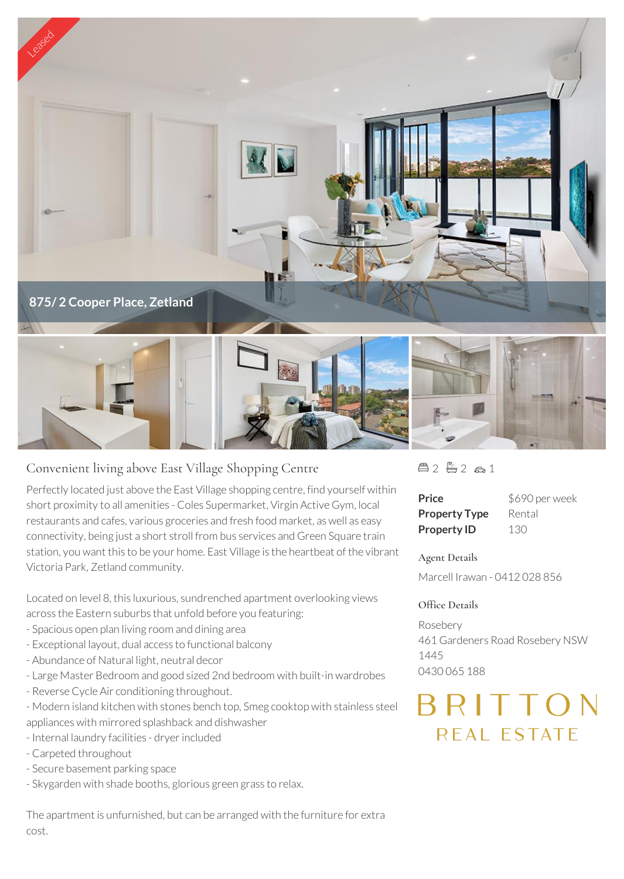Leased

# 875/ 2 Cooper Place, Zetland

## Convenient living above East Village Shopping Centre

Perfectly located just above the East Village shopping centre, find yourself within short proximity to all amenities - Coles Supermarket, Virgin Active Gym, local restaurants and cafes, various groceries and fresh food market, as well as easy connectivity, being just a short stroll from bus services and Green Square train station, you want this to be your home. East Village is the heartbeat of the vibrant Victoria Park, Zetland community.

Located on level 8, this luxurious, sundrenched apartment overlooking views across the Eastern suburbs that unfold before you featuring:
- Spacious open plan living room and dining area
- Exceptional layout, dual access to functional balcony
- Abundance of Natural light, neutral decor
- Large Master Bedroom and good sized 2nd bedroom with built-in wardrobes
- Reverse Cycle Air conditioning throughout.
- Modern island kitchen with stones bench top, Smeg cooktop with stainless steel appliances with mirrored splashback and dishwasher
- Internal laundry facilities - dryer included
- Carpeted throughout
- Secure basement parking space
- Skygarden with shade booths, glorious green grass to relax.

The apartment is unfurnished, but can be arranged with the furniture for extra cost.

2 2 1

| | |
|---|---|
| **Price** | $690 per week |
| **Property Type** | Rental |
| **Property ID** | 130 |

### Agent Details

Marcell Irawan - 0412 028 856

### Office Details

Rosebery
461 Gardeners Road Rosebery NSW 1445
0430 065 188

BRITTON
REAL ESTATE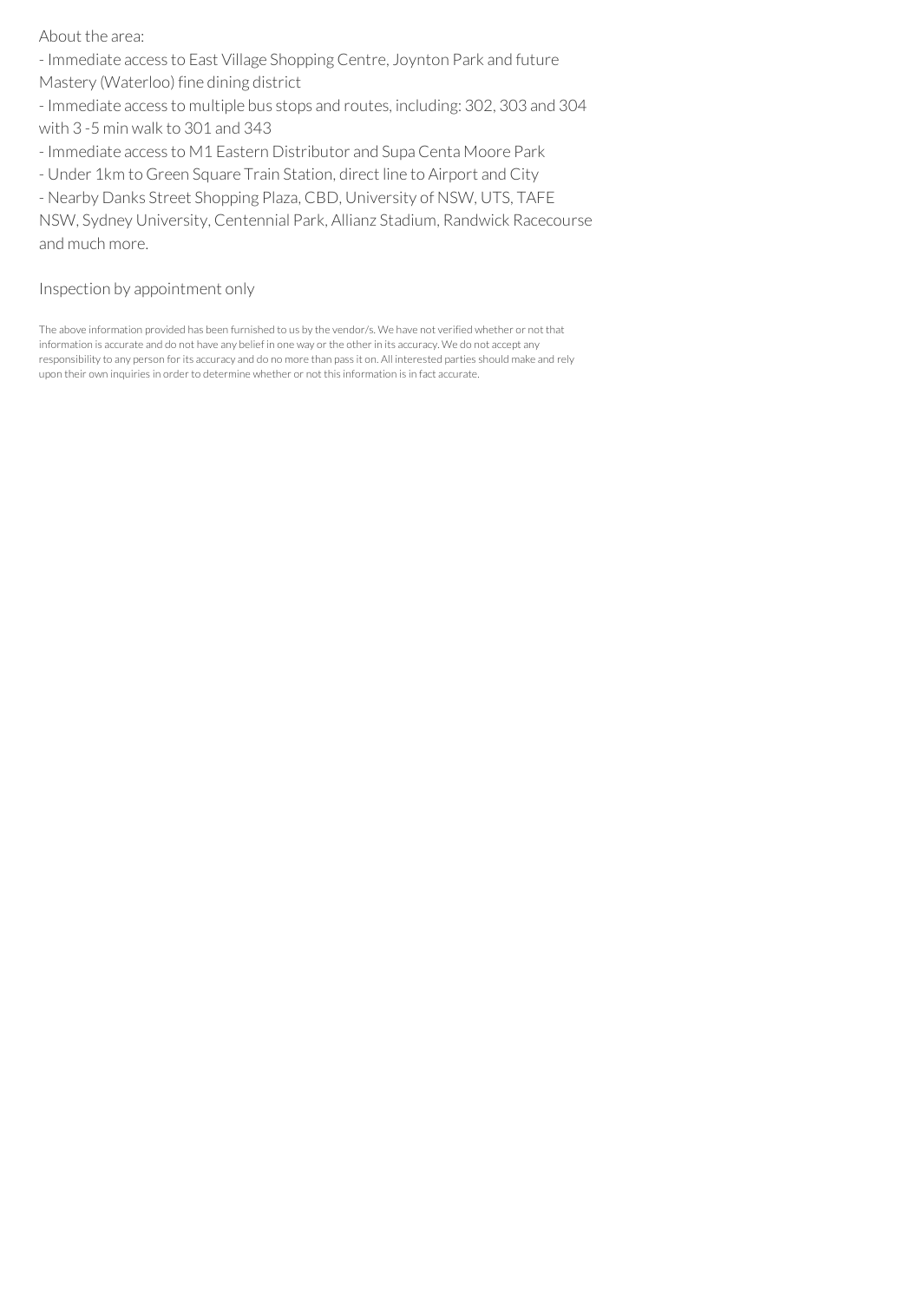About the area:

- Immediate access to East Village Shopping Centre, Joynton Park and future Mastery (Waterloo) fine dining district
- Immediate access to multiple bus stops and routes, including: 302, 303 and 304 with 3 -5 min walk to 301 and 343
- Immediate access to M1 Eastern Distributor and Supa Centa Moore Park
- Under 1km to Green Square Train Station, direct line to Airport and City
- Nearby Danks Street Shopping Plaza, CBD, University of NSW, UTS, TAFE NSW, Sydney University, Centennial Park, Allianz Stadium, Randwick Racecourse and much more.

Inspection by appointment only

The above information provided has been furnished to us by the vendor/s. We have not verified whether or not that information is accurate and do not have any belief in one way or the other in its accuracy. We do not accept any responsibility to any person for its accuracy and do no more than pass it on. All interested parties should make and rely upon their own inquiries in order to determine whether or not this information is in fact accurate.